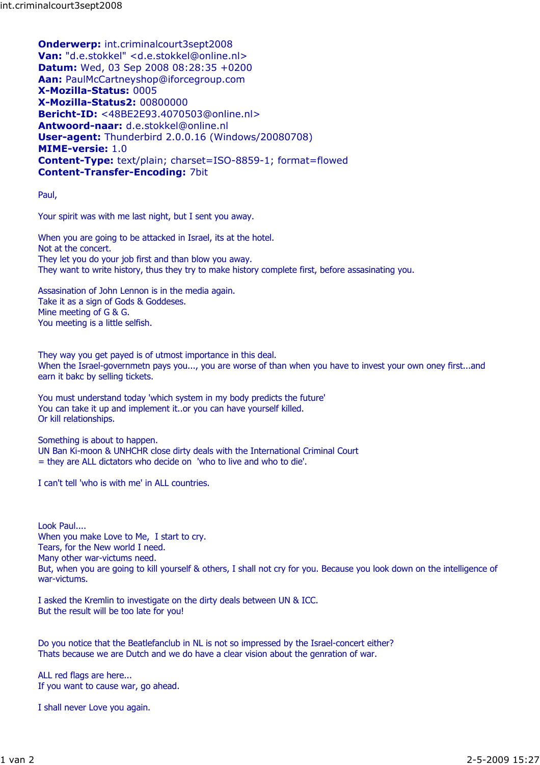**Onderwerp:** int.criminalcourt3sept2008
**Van:** "d.e.stokkel" <d.e.stokkel@online.nl>
**Datum:** Wed, 03 Sep 2008 08:28:35 +0200
**Aan:** PaulMcCartneyshop@iforcegroup.com
**X-Mozilla-Status:** 0005
**X-Mozilla-Status2:** 00800000
**Bericht-ID:** <48BE2E93.4070503@online.nl>
**Antwoord-naar:** d.e.stokkel@online.nl
**User-agent:** Thunderbird 2.0.0.16 (Windows/20080708)
**MIME-versie:** 1.0
**Content-Type:** text/plain; charset=ISO-8859-1; format=flowed
**Content-Transfer-Encoding:** 7bit

Paul,

Your spirit was with me last night, but I sent you away.

When you are going to be attacked in Israel, its at the hotel.
Not at the concert.
They let you do your job first and than blow you away.
They want to write history, thus they try to make history complete first, before assasinating you.

Assasination of John Lennon is in the media again.
Take it as a sign of Gods & Goddeses.
Mine meeting of G & G.
You meeting is a little selfish.

They way you get payed is of utmost importance in this deal.
When the Israel-governmetn pays you..., you are worse of than when you have to invest your own oney first...and earn it bakc by selling tickets.

You must understand today 'which system in my body predicts the future'
You can take it up and implement it..or you can have yourself killed.
Or kill relationships.

Something is about to happen.
UN Ban Ki-moon & UNHCHR close dirty deals with the International Criminal Court
= they are ALL dictators who decide on 'who to live and who to die'.

I can't tell 'who is with me' in ALL countries.

Look Paul....
When you make Love to Me, I start to cry.
Tears, for the New world I need.
Many other war-victums need.
But, when you are going to kill yourself & others, I shall not cry for you. Because you look down on the intelligence of war-victums.

I asked the Kremlin to investigate on the dirty deals between UN & ICC.
But the result will be too late for you!

Do you notice that the Beatlefanclub in NL is not so impressed by the Israel-concert either?
Thats because we are Dutch and we do have a clear vision about the genration of war.

ALL red flags are here...
If you want to cause war, go ahead.

I shall never Love you again.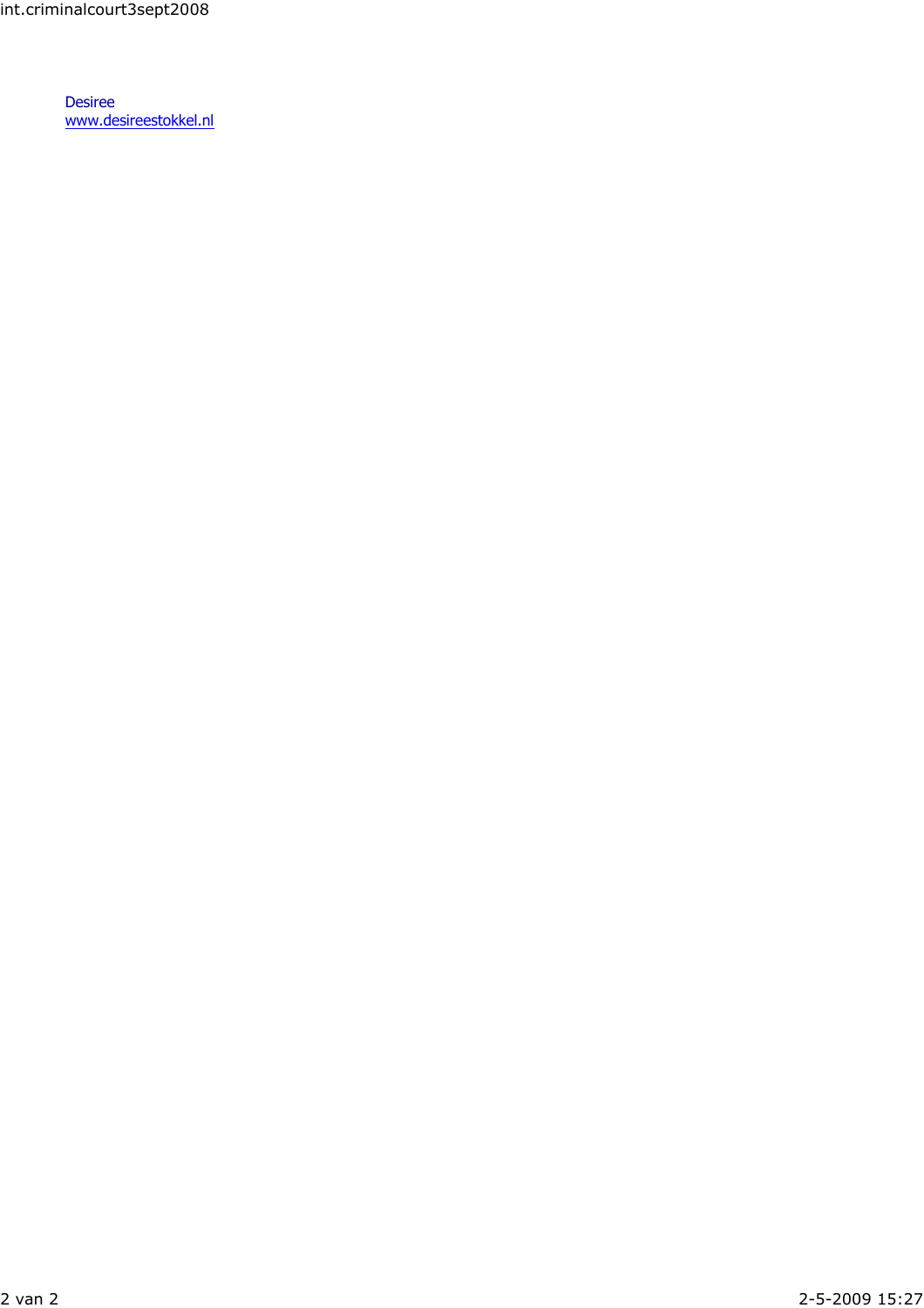Desiree
[www.desireestokkel.nl](http://www.desireestokkel.nl)